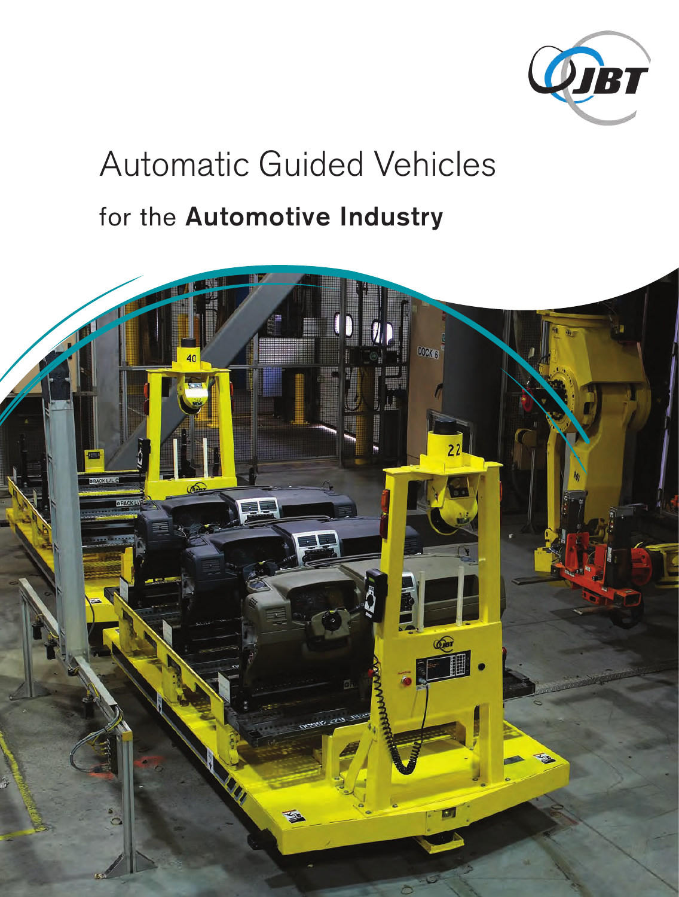# Automatic Guided Vehicles

## for the **Automotive Industry**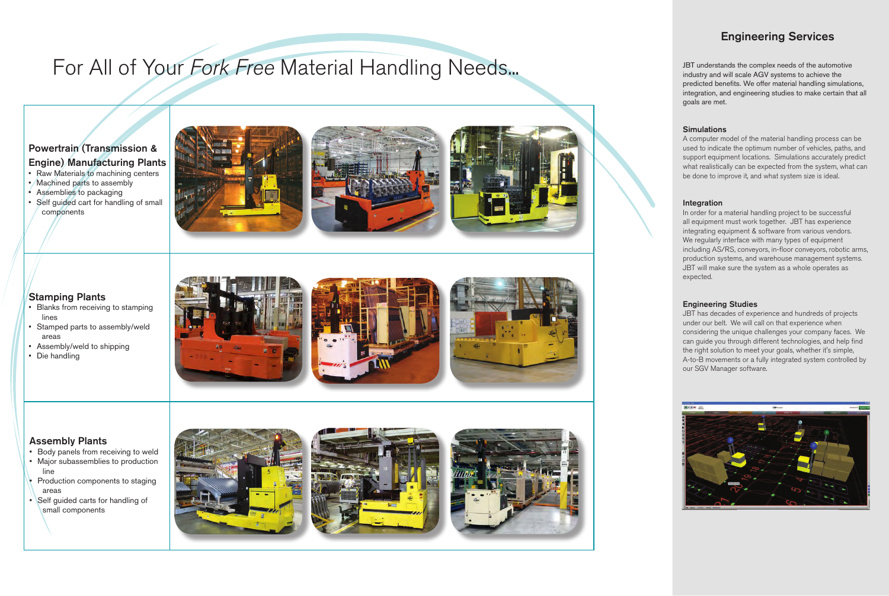# For All of Your *Fork Free* Material Handling Needs...

## Powertrain (Transmission & Engine) Manufacturing Plants

- Raw Materials to machining centers
- Machined parts to assembly
- Assemblies to packaging
- Self guided cart for handling of small components

## Stamping Plants

- Blanks from receiving to stamping lines
- Stamped parts to assembly/weld areas
- Assembly/weld to shipping
- Die handling

## Assembly Plants

- Body panels from receiving to weld
- Major subassemblies to production line
- Production components to staging areas
- Self guided carts for handling of small components

## Engineering Services

JBT understands the complex needs of the automotive industry and will scale AGV systems to achieve the predicted benefits. We offer material handling simulations, integration, and engineering studies to make certain that all goals are met.

### Simulations

A computer model of the material handling process can be used to indicate the optimum number of vehicles, paths, and support equipment locations. Simulations accurately predict what realistically can be expected from the system, what can be done to improve it, and what system size is ideal.

### Integration

In order for a material handling project to be successful all equipment must work together. JBT has experience integrating equipment & software from various vendors. We regularly interface with many types of equipment including AS/RS, conveyors, in-floor conveyors, robotic arms, production systems, and warehouse management systems. JBT will make sure the system as a whole operates as expected.

### Engineering Studies

JBT has decades of experience and hundreds of projects under our belt. We will call on that experience when considering the unique challenges your company faces. We can guide you through different technologies, and help find the right solution to meet your goals, whether it's simple, A-to-B movements or a fully integrated system controlled by our SGV Manager software.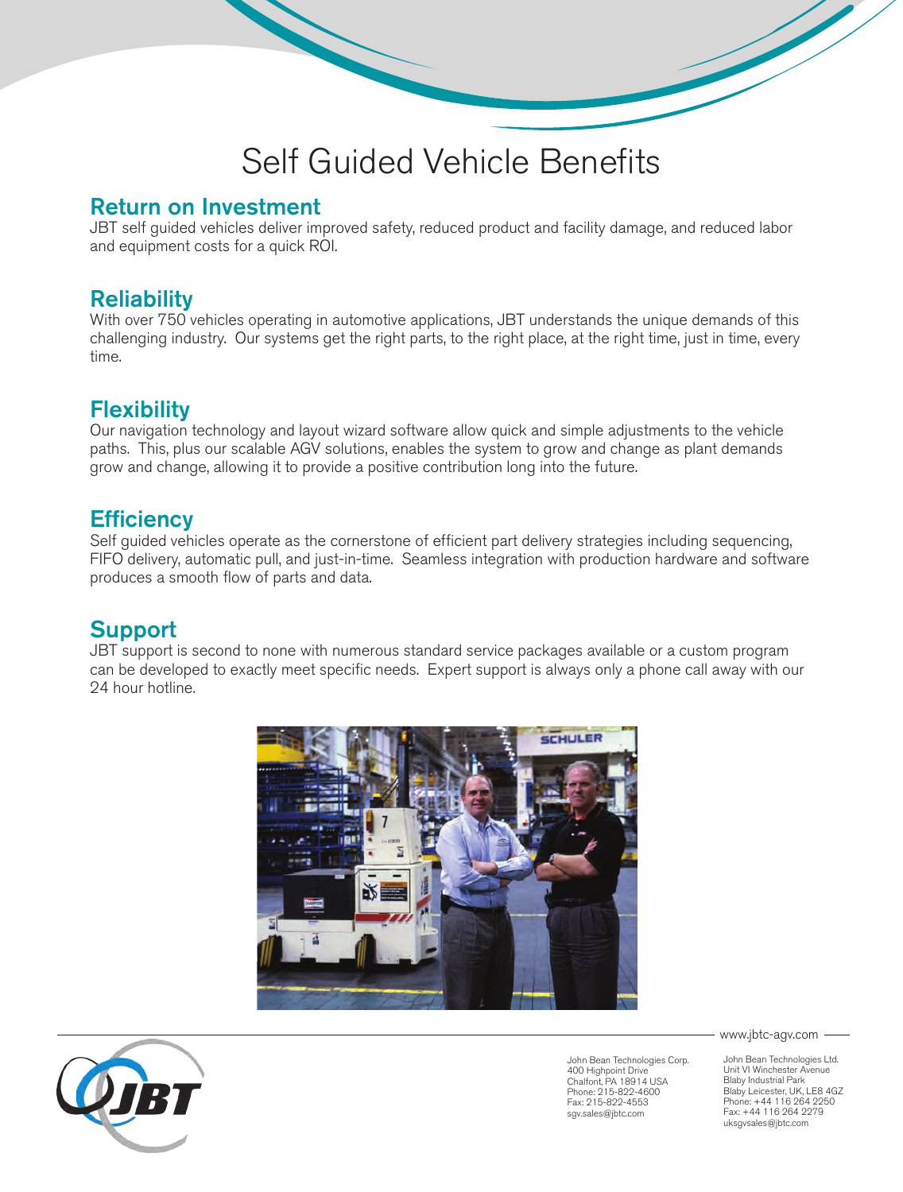# Self Guided Vehicle Benefits

## Return on Investment

JBT self guided vehicles deliver improved safety, reduced product and facility damage, and reduced labor and equipment costs for a quick ROI.

## Reliability

With over 750 vehicles operating in automotive applications, JBT understands the unique demands of this challenging industry. Our systems get the right parts, to the right place, at the right time, just in time, every time.

## Flexibility

Our navigation technology and layout wizard software allow quick and simple adjustments to the vehicle paths. This, plus our scalable AGV solutions, enables the system to grow and change as plant demands grow and change, allowing it to provide a positive contribution long into the future.

## Efficiency

Self guided vehicles operate as the cornerstone of efficient part delivery strategies including sequencing, FIFO delivery, automatic pull, and just-in-time. Seamless integration with production hardware and software produces a smooth flow of parts and data.

## Support

JBT support is second to none with numerous standard service packages available or a custom program can be developed to exactly meet specific needs. Expert support is always only a phone call away with our 24 hour hotline.

www.jbtc-agv.com

John Bean Technologies Corp.
400 Highpoint Drive
Chalfont, PA 18914 USA
Phone: 215-822-4600
Fax: 215-822-4553
sgv.sales@jbtc.com

John Bean Technologies Ltd.
Unit VI Winchester Avenue
Blaby Industrial Park
Blaby Leicester, UK, LE8 4GZ
Phone: +44 116 264 2250
Fax: +44 116 264 2279
uksgvsales@jbtc.com